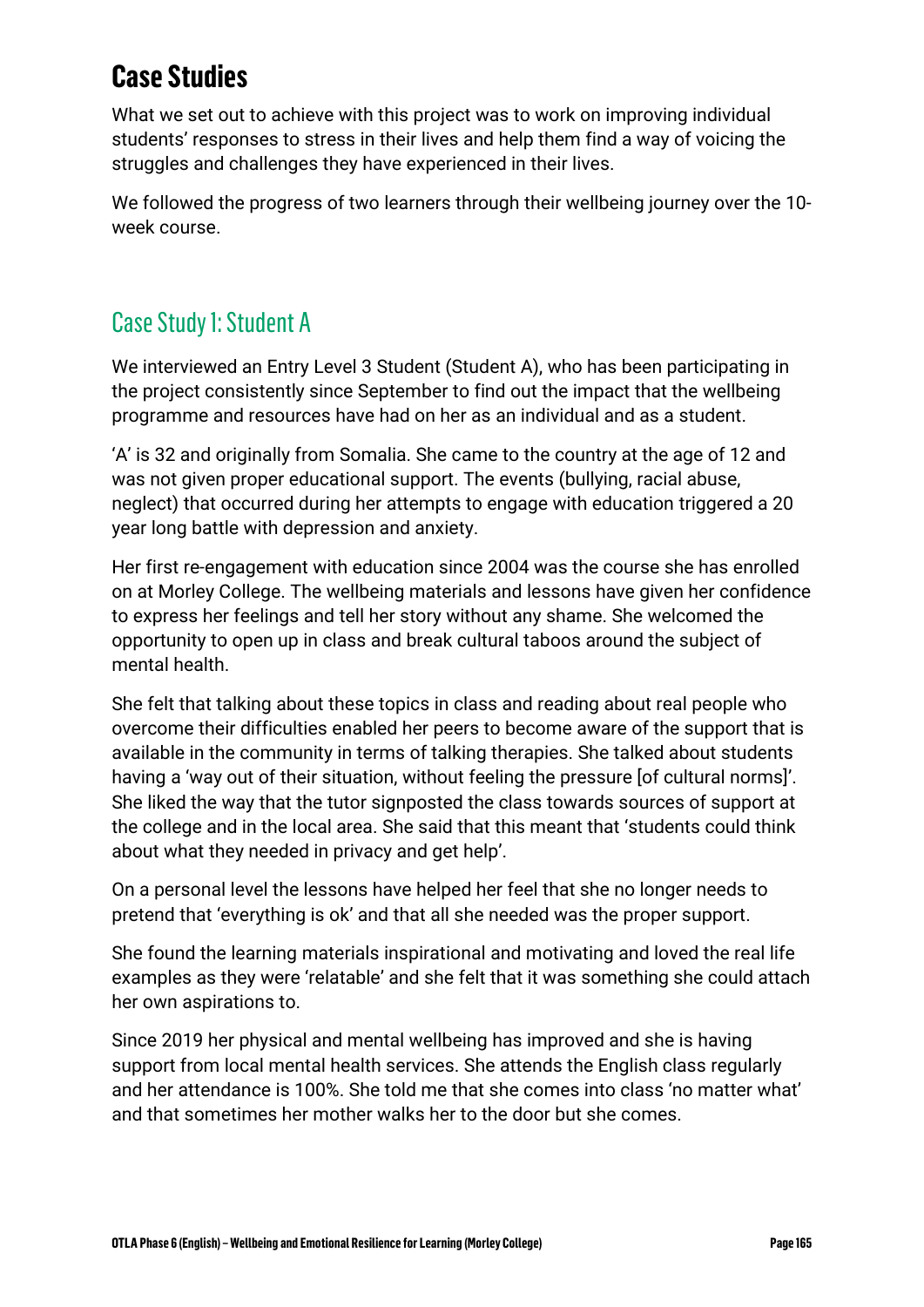# Case Studies

What we set out to achieve with this project was to work on improving individual students' responses to stress in their lives and help them find a way of voicing the struggles and challenges they have experienced in their lives.

We followed the progress of two learners through their wellbeing journey over the 10-week course.

## Case Study 1: Student A

We interviewed an Entry Level 3 Student (Student A), who has been participating in the project consistently since September to find out the impact that the wellbeing programme and resources have had on her as an individual and as a student.

'A' is 32 and originally from Somalia. She came to the country at the age of 12 and was not given proper educational support. The events (bullying, racial abuse, neglect) that occurred during her attempts to engage with education triggered a 20 year long battle with depression and anxiety.

Her first re-engagement with education since 2004 was the course she has enrolled on at Morley College. The wellbeing materials and lessons have given her confidence to express her feelings and tell her story without any shame. She welcomed the opportunity to open up in class and break cultural taboos around the subject of mental health.

She felt that talking about these topics in class and reading about real people who overcome their difficulties enabled her peers to become aware of the support that is available in the community in terms of talking therapies. She talked about students having a 'way out of their situation, without feeling the pressure [of cultural norms]'. She liked the way that the tutor signposted the class towards sources of support at the college and in the local area. She said that this meant that 'students could think about what they needed in privacy and get help'.

On a personal level the lessons have helped her feel that she no longer needs to pretend that 'everything is ok' and that all she needed was the proper support.

She found the learning materials inspirational and motivating and loved the real life examples as they were 'relatable' and she felt that it was something she could attach her own aspirations to.

Since 2019 her physical and mental wellbeing has improved and she is having support from local mental health services. She attends the English class regularly and her attendance is 100%. She told me that she comes into class 'no matter what' and that sometimes her mother walks her to the door but she comes.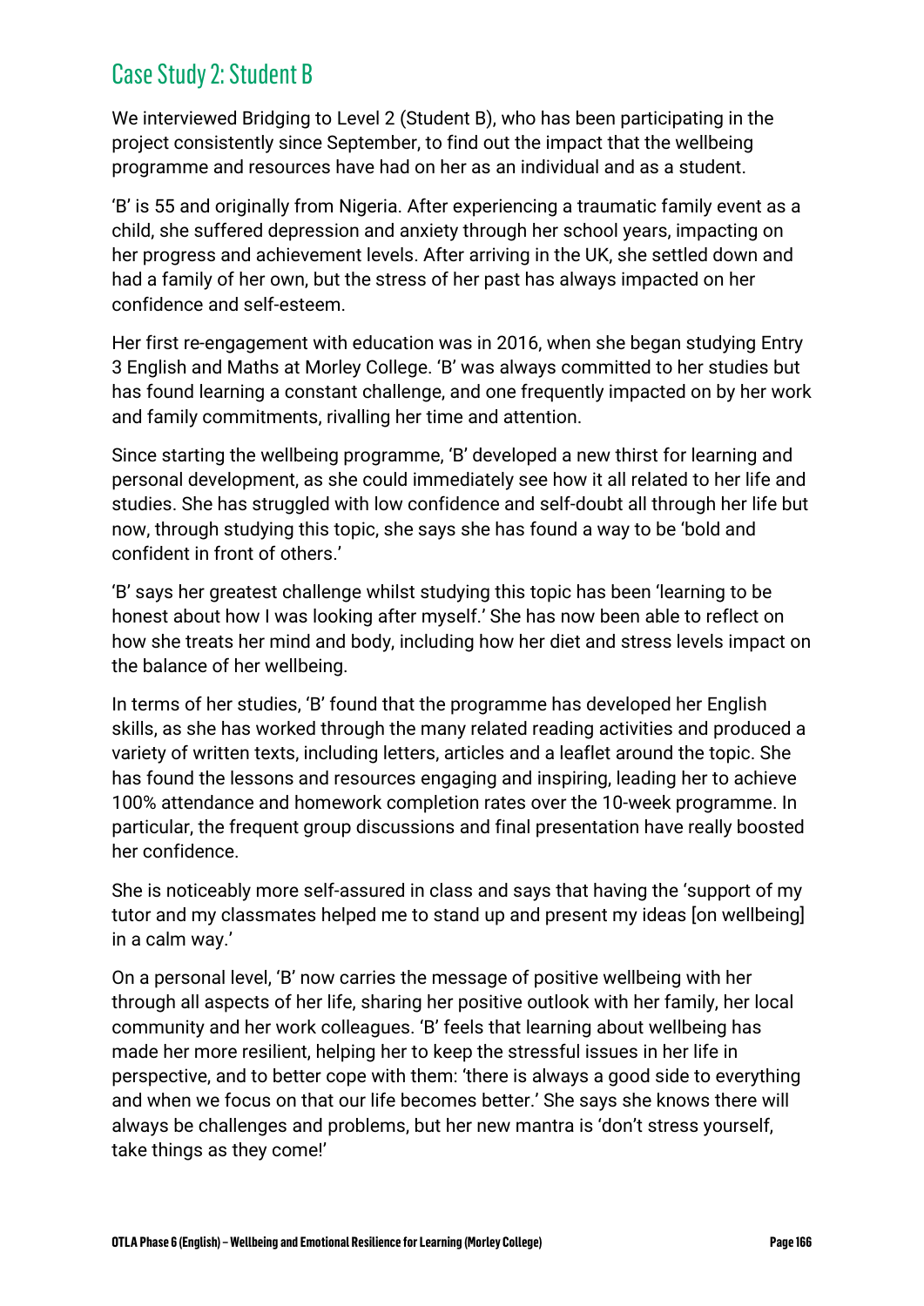## Case Study 2: Student B

We interviewed Bridging to Level 2 (Student B), who has been participating in the project consistently since September, to find out the impact that the wellbeing programme and resources have had on her as an individual and as a student.

'B' is 55 and originally from Nigeria. After experiencing a traumatic family event as a child, she suffered depression and anxiety through her school years, impacting on her progress and achievement levels. After arriving in the UK, she settled down and had a family of her own, but the stress of her past has always impacted on her confidence and self-esteem.

Her first re-engagement with education was in 2016, when she began studying Entry 3 English and Maths at Morley College. 'B' was always committed to her studies but has found learning a constant challenge, and one frequently impacted on by her work and family commitments, rivalling her time and attention.

Since starting the wellbeing programme, 'B' developed a new thirst for learning and personal development, as she could immediately see how it all related to her life and studies. She has struggled with low confidence and self-doubt all through her life but now, through studying this topic, she says she has found a way to be 'bold and confident in front of others.'

'B' says her greatest challenge whilst studying this topic has been 'learning to be honest about how I was looking after myself.' She has now been able to reflect on how she treats her mind and body, including how her diet and stress levels impact on the balance of her wellbeing.

In terms of her studies, 'B' found that the programme has developed her English skills, as she has worked through the many related reading activities and produced a variety of written texts, including letters, articles and a leaflet around the topic. She has found the lessons and resources engaging and inspiring, leading her to achieve 100% attendance and homework completion rates over the 10-week programme. In particular, the frequent group discussions and final presentation have really boosted her confidence.

She is noticeably more self-assured in class and says that having the 'support of my tutor and my classmates helped me to stand up and present my ideas [on wellbeing] in a calm way.'

On a personal level, 'B' now carries the message of positive wellbeing with her through all aspects of her life, sharing her positive outlook with her family, her local community and her work colleagues. 'B' feels that learning about wellbeing has made her more resilient, helping her to keep the stressful issues in her life in perspective, and to better cope with them: 'there is always a good side to everything and when we focus on that our life becomes better.' She says she knows there will always be challenges and problems, but her new mantra is 'don't stress yourself, take things as they come!'